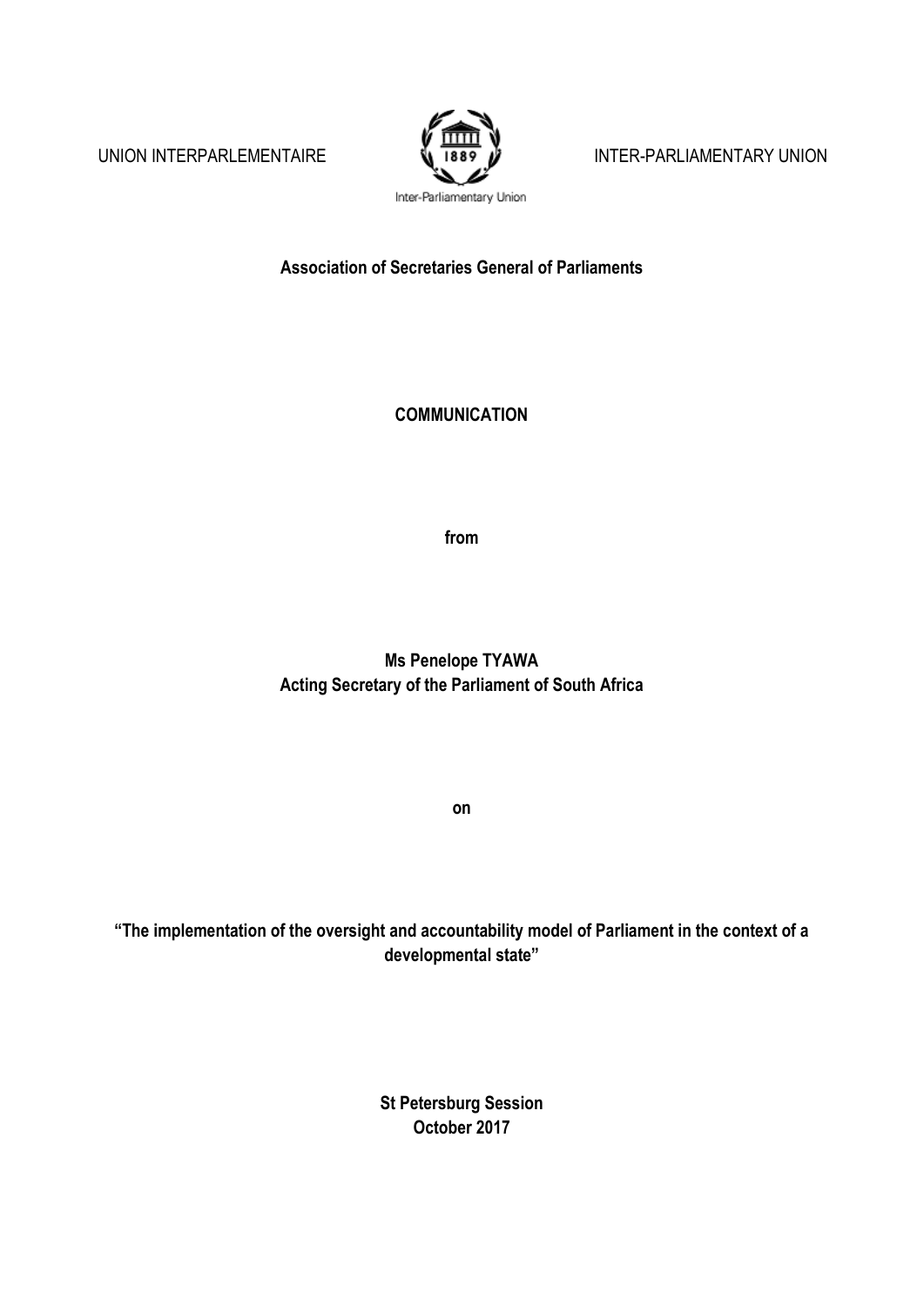UNION INTERPARLEMENTAIRE INTER-PARLIAMENTARY UNION

Inter-Parliamentary Union

**Association of Secretaries General of Parliaments**

**COMMUNICATION**

**from**

**Ms Penelope TYAWA**
**Acting Secretary of the Parliament of South Africa**

**on**

**"The implementation of the oversight and accountability model of Parliament in the context of a developmental state"**

**St Petersburg Session**
**October 2017**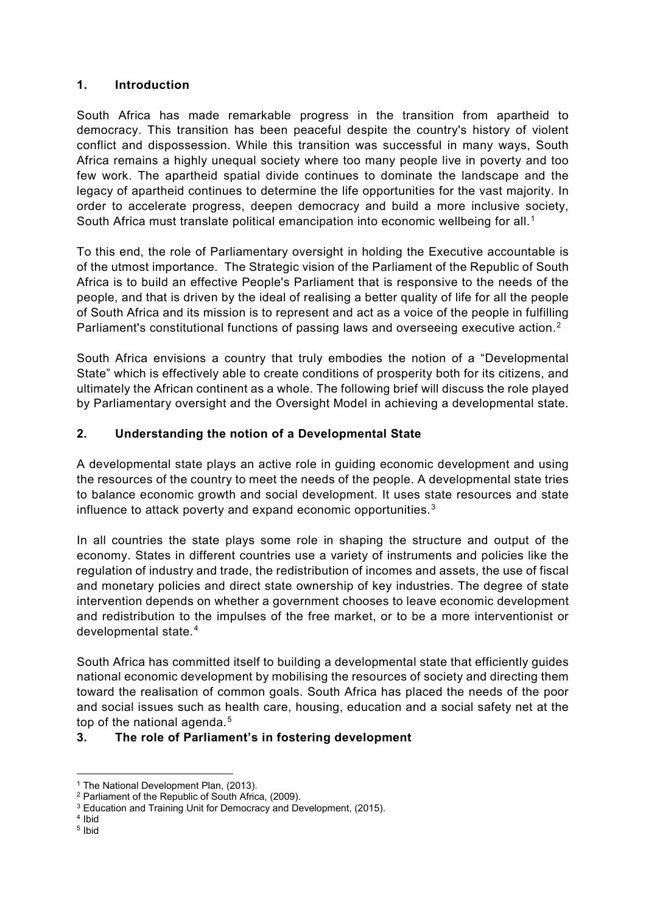## 1. Introduction

South Africa has made remarkable progress in the transition from apartheid to democracy. This transition has been peaceful despite the country's history of violent conflict and dispossession. While this transition was successful in many ways, South Africa remains a highly unequal society where too many people live in poverty and too few work. The apartheid spatial divide continues to dominate the landscape and the legacy of apartheid continues to determine the life opportunities for the vast majority. In order to accelerate progress, deepen democracy and build a more inclusive society, South Africa must translate political emancipation into economic wellbeing for all.[1]

To this end, the role of Parliamentary oversight in holding the Executive accountable is of the utmost importance. The Strategic vision of the Parliament of the Republic of South Africa is to build an effective People's Parliament that is responsive to the needs of the people, and that is driven by the ideal of realising a better quality of life for all the people of South Africa and its mission is to represent and act as a voice of the people in fulfilling Parliament's constitutional functions of passing laws and overseeing executive action.[2]

South Africa envisions a country that truly embodies the notion of a "Developmental State" which is effectively able to create conditions of prosperity both for its citizens, and ultimately the African continent as a whole. The following brief will discuss the role played by Parliamentary oversight and the Oversight Model in achieving a developmental state.

## 2. Understanding the notion of a Developmental State

A developmental state plays an active role in guiding economic development and using the resources of the country to meet the needs of the people. A developmental state tries to balance economic growth and social development. It uses state resources and state influence to attack poverty and expand economic opportunities.[3]

In all countries the state plays some role in shaping the structure and output of the economy. States in different countries use a variety of instruments and policies like the regulation of industry and trade, the redistribution of incomes and assets, the use of fiscal and monetary policies and direct state ownership of key industries. The degree of state intervention depends on whether a government chooses to leave economic development and redistribution to the impulses of the free market, or to be a more interventionist or developmental state.[4]

South Africa has committed itself to building a developmental state that efficiently guides national economic development by mobilising the resources of society and directing them toward the realisation of common goals. South Africa has placed the needs of the poor and social issues such as health care, housing, education and a social safety net at the top of the national agenda.[5]

## 3. The role of Parliament's in fostering development

---

[1] The National Development Plan, (2013).

[2] Parliament of the Republic of South Africa, (2009).

[3] Education and Training Unit for Democracy and Development, (2015).

[4] Ibid

[5] Ibid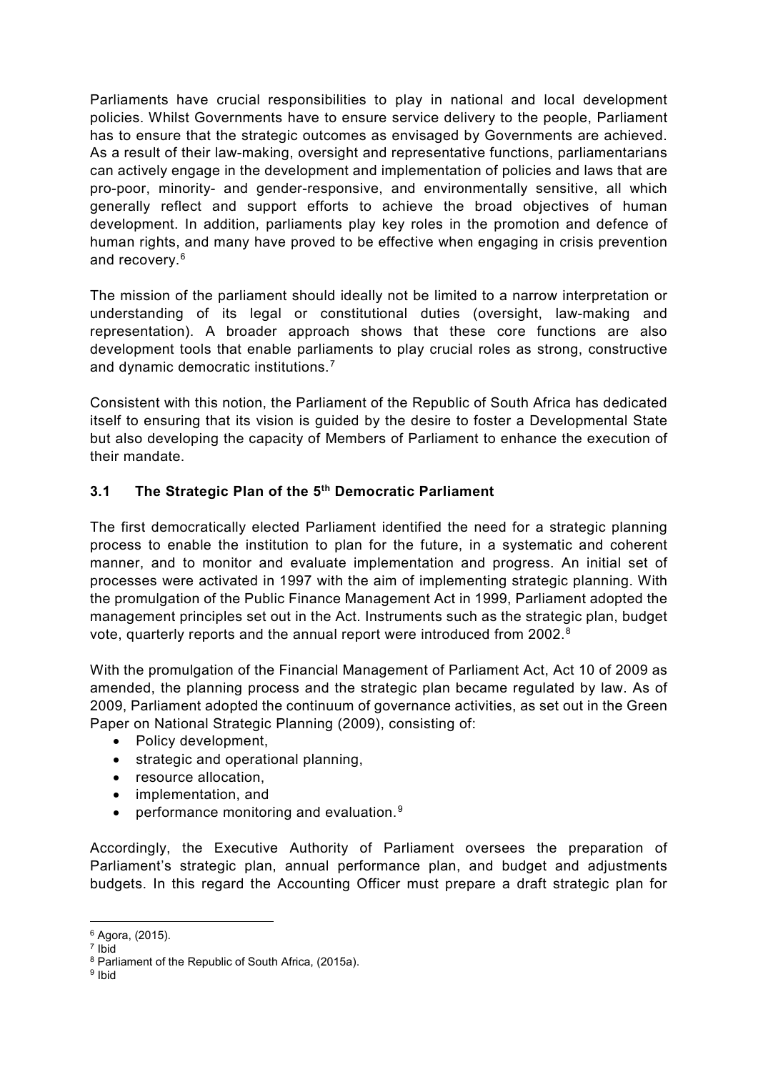Parliaments have crucial responsibilities to play in national and local development policies. Whilst Governments have to ensure service delivery to the people, Parliament has to ensure that the strategic outcomes as envisaged by Governments are achieved. As a result of their law-making, oversight and representative functions, parliamentarians can actively engage in the development and implementation of policies and laws that are pro-poor, minority- and gender-responsive, and environmentally sensitive, all which generally reflect and support efforts to achieve the broad objectives of human development. In addition, parliaments play key roles in the promotion and defence of human rights, and many have proved to be effective when engaging in crisis prevention and recovery.[6]

The mission of the parliament should ideally not be limited to a narrow interpretation or understanding of its legal or constitutional duties (oversight, law-making and representation). A broader approach shows that these core functions are also development tools that enable parliaments to play crucial roles as strong, constructive and dynamic democratic institutions.[7]

Consistent with this notion, the Parliament of the Republic of South Africa has dedicated itself to ensuring that its vision is guided by the desire to foster a Developmental State but also developing the capacity of Members of Parliament to enhance the execution of their mandate.

### 3.1 The Strategic Plan of the 5th Democratic Parliament

The first democratically elected Parliament identified the need for a strategic planning process to enable the institution to plan for the future, in a systematic and coherent manner, and to monitor and evaluate implementation and progress. An initial set of processes were activated in 1997 with the aim of implementing strategic planning. With the promulgation of the Public Finance Management Act in 1999, Parliament adopted the management principles set out in the Act. Instruments such as the strategic plan, budget vote, quarterly reports and the annual report were introduced from 2002.[8]

With the promulgation of the Financial Management of Parliament Act, Act 10 of 2009 as amended, the planning process and the strategic plan became regulated by law. As of 2009, Parliament adopted the continuum of governance activities, as set out in the Green Paper on National Strategic Planning (2009), consisting of:

- Policy development,
- strategic and operational planning,
- resource allocation,
- implementation, and
- performance monitoring and evaluation.[9]

Accordingly, the Executive Authority of Parliament oversees the preparation of Parliament's strategic plan, annual performance plan, and budget and adjustments budgets. In this regard the Accounting Officer must prepare a draft strategic plan for

[6] Agora, (2015).
[7] Ibid
[8] Parliament of the Republic of South Africa, (2015a).
[9] Ibid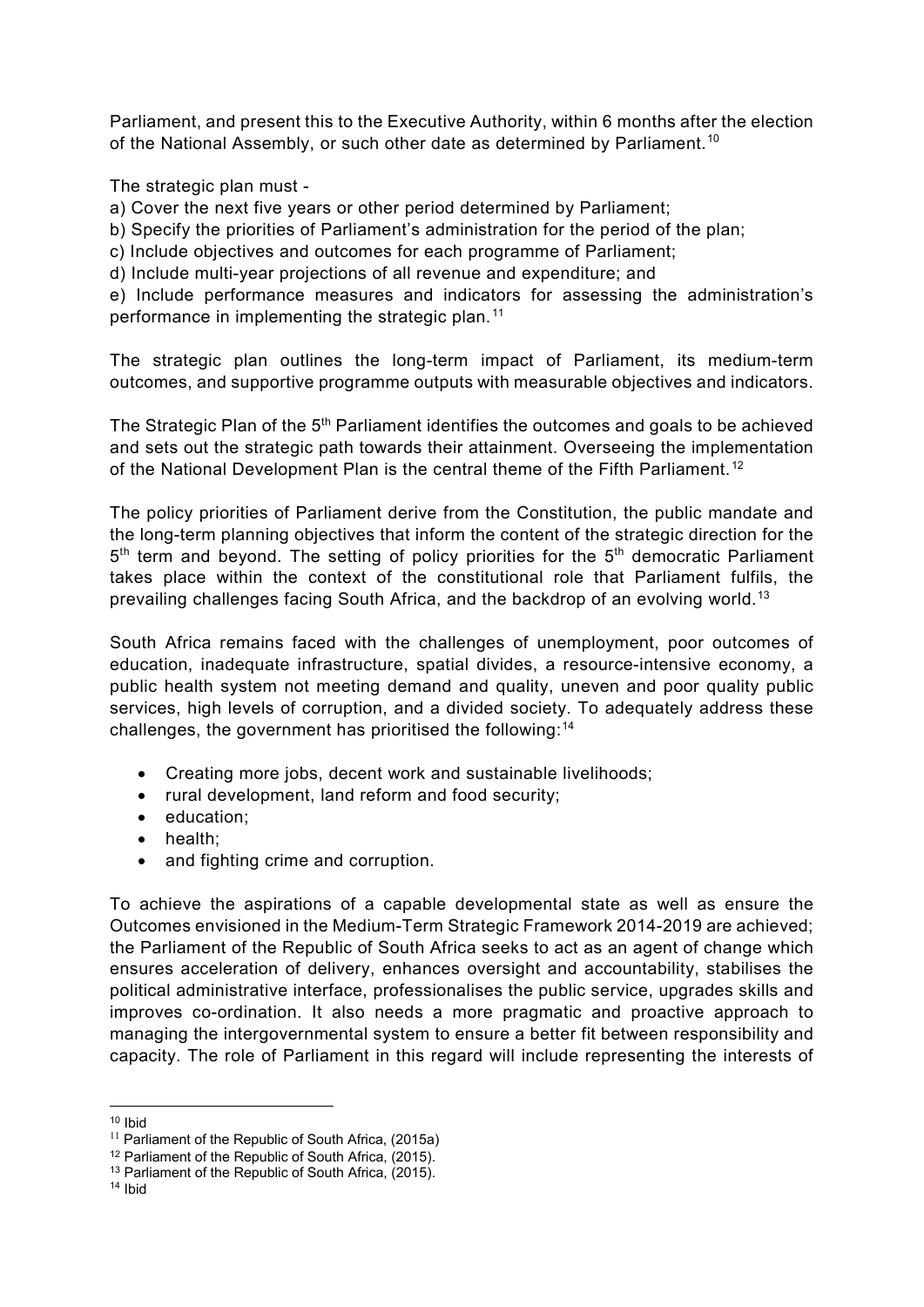Parliament, and present this to the Executive Authority, within 6 months after the election of the National Assembly, or such other date as determined by Parliament.[10]

The strategic plan must -

a) Cover the next five years or other period determined by Parliament;
b) Specify the priorities of Parliament's administration for the period of the plan;
c) Include objectives and outcomes for each programme of Parliament;
d) Include multi-year projections of all revenue and expenditure; and
e) Include performance measures and indicators for assessing the administration's performance in implementing the strategic plan.[11]

The strategic plan outlines the long-term impact of Parliament, its medium-term outcomes, and supportive programme outputs with measurable objectives and indicators.

The Strategic Plan of the 5th Parliament identifies the outcomes and goals to be achieved and sets out the strategic path towards their attainment. Overseeing the implementation of the National Development Plan is the central theme of the Fifth Parliament.[12]

The policy priorities of Parliament derive from the Constitution, the public mandate and the long-term planning objectives that inform the content of the strategic direction for the 5th term and beyond. The setting of policy priorities for the 5th democratic Parliament takes place within the context of the constitutional role that Parliament fulfils, the prevailing challenges facing South Africa, and the backdrop of an evolving world.[13]

South Africa remains faced with the challenges of unemployment, poor outcomes of education, inadequate infrastructure, spatial divides, a resource-intensive economy, a public health system not meeting demand and quality, uneven and poor quality public services, high levels of corruption, and a divided society. To adequately address these challenges, the government has prioritised the following:[14]

- Creating more jobs, decent work and sustainable livelihoods;
- rural development, land reform and food security;
- education;
- health;
- and fighting crime and corruption.

To achieve the aspirations of a capable developmental state as well as ensure the Outcomes envisioned in the Medium-Term Strategic Framework 2014-2019 are achieved; the Parliament of the Republic of South Africa seeks to act as an agent of change which ensures acceleration of delivery, enhances oversight and accountability, stabilises the political administrative interface, professionalises the public service, upgrades skills and improves co-ordination. It also needs a more pragmatic and proactive approach to managing the intergovernmental system to ensure a better fit between responsibility and capacity. The role of Parliament in this regard will include representing the interests of

---

[10] Ibid

[11] Parliament of the Republic of South Africa, (2015a)

[12] Parliament of the Republic of South Africa, (2015).

[13] Parliament of the Republic of South Africa, (2015).

[14] Ibid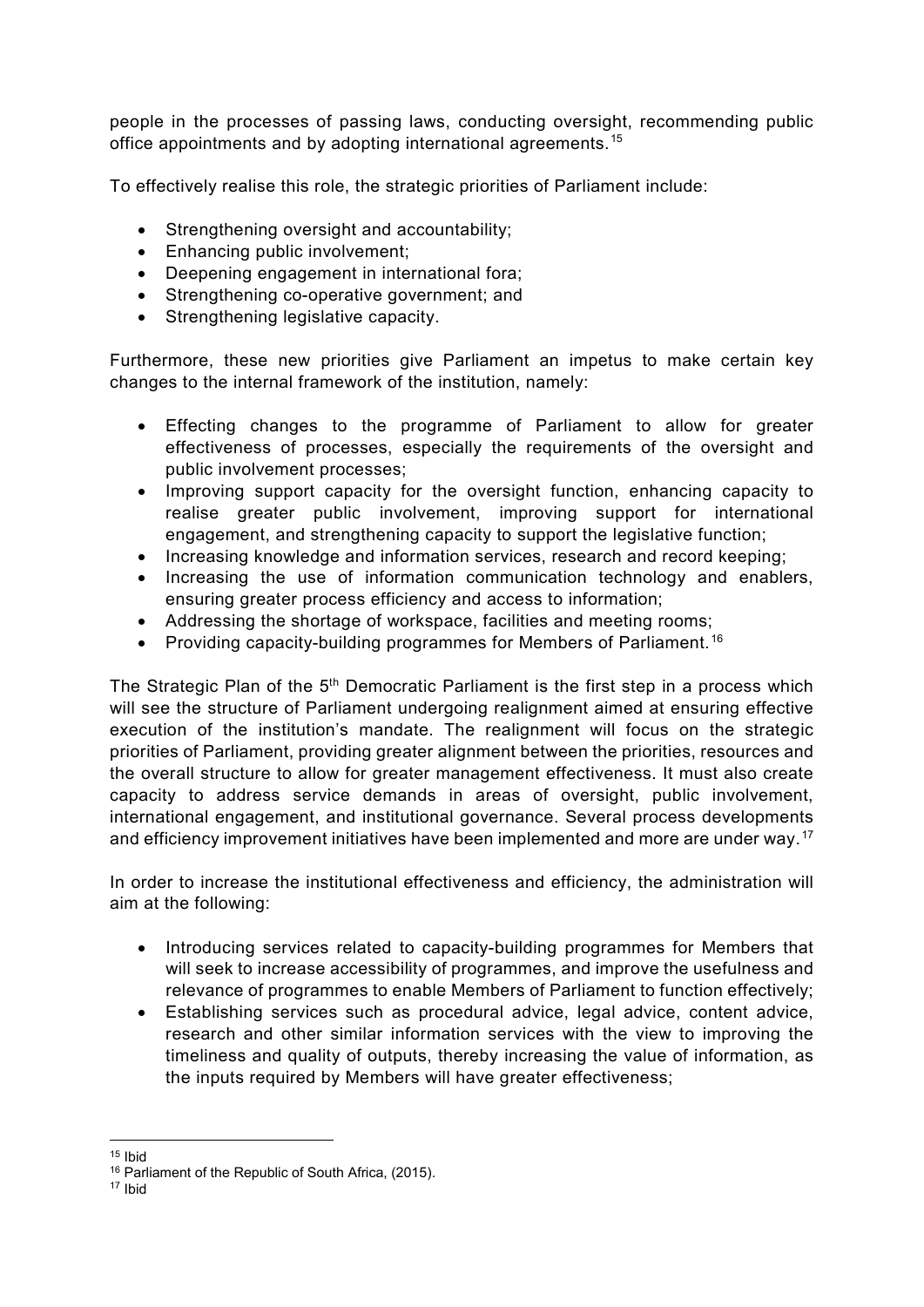people in the processes of passing laws, conducting oversight, recommending public office appointments and by adopting international agreements.[15]

To effectively realise this role, the strategic priorities of Parliament include:

- Strengthening oversight and accountability;
- Enhancing public involvement;
- Deepening engagement in international fora;
- Strengthening co-operative government; and
- Strengthening legislative capacity.

Furthermore, these new priorities give Parliament an impetus to make certain key changes to the internal framework of the institution, namely:

- Effecting changes to the programme of Parliament to allow for greater effectiveness of processes, especially the requirements of the oversight and public involvement processes;
- Improving support capacity for the oversight function, enhancing capacity to realise greater public involvement, improving support for international engagement, and strengthening capacity to support the legislative function;
- Increasing knowledge and information services, research and record keeping;
- Increasing the use of information communication technology and enablers, ensuring greater process efficiency and access to information;
- Addressing the shortage of workspace, facilities and meeting rooms;
- Providing capacity-building programmes for Members of Parliament.[16]

The Strategic Plan of the 5th Democratic Parliament is the first step in a process which will see the structure of Parliament undergoing realignment aimed at ensuring effective execution of the institution's mandate. The realignment will focus on the strategic priorities of Parliament, providing greater alignment between the priorities, resources and the overall structure to allow for greater management effectiveness. It must also create capacity to address service demands in areas of oversight, public involvement, international engagement, and institutional governance. Several process developments and efficiency improvement initiatives have been implemented and more are under way.[17]

In order to increase the institutional effectiveness and efficiency, the administration will aim at the following:

- Introducing services related to capacity-building programmes for Members that will seek to increase accessibility of programmes, and improve the usefulness and relevance of programmes to enable Members of Parliament to function effectively;
- Establishing services such as procedural advice, legal advice, content advice, research and other similar information services with the view to improving the timeliness and quality of outputs, thereby increasing the value of information, as the inputs required by Members will have greater effectiveness;

---

[15] Ibid

[16] Parliament of the Republic of South Africa, (2015).

[17] Ibid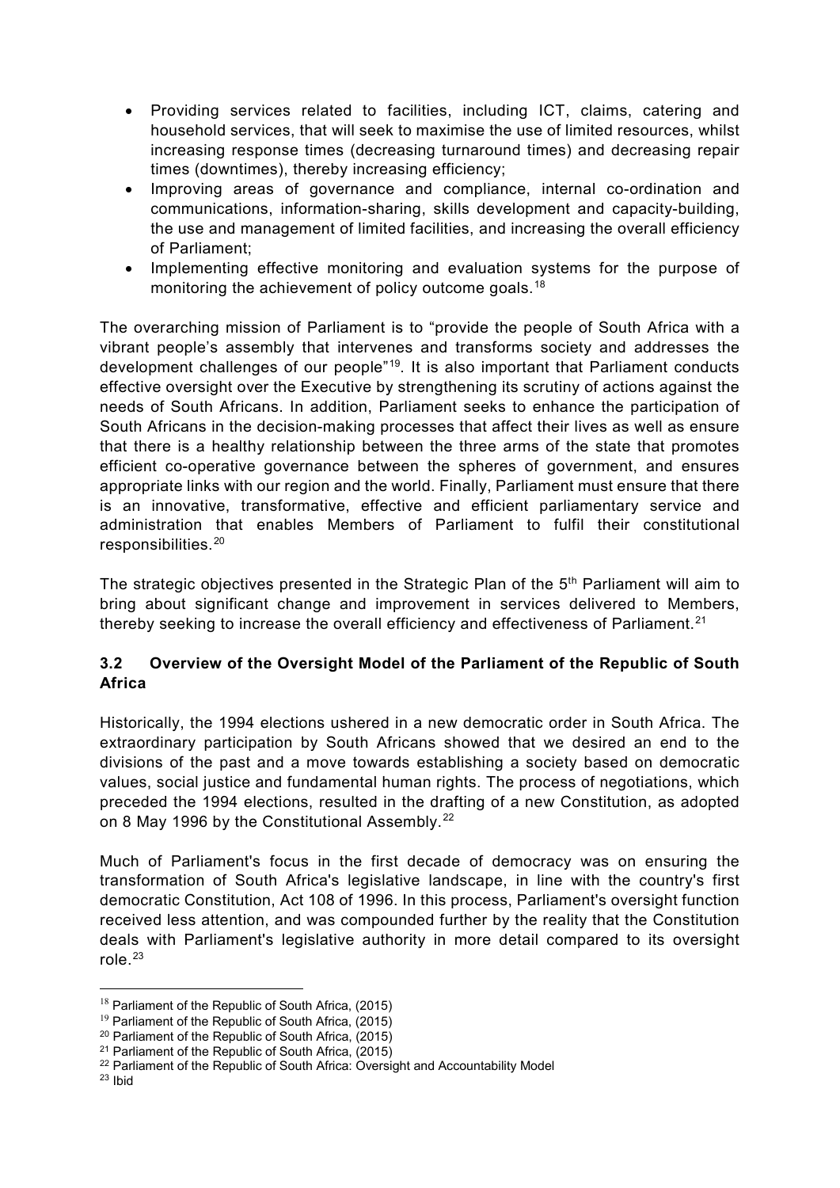- Providing services related to facilities, including ICT, claims, catering and household services, that will seek to maximise the use of limited resources, whilst increasing response times (decreasing turnaround times) and decreasing repair times (downtimes), thereby increasing efficiency;
- Improving areas of governance and compliance, internal co-ordination and communications, information-sharing, skills development and capacity-building, the use and management of limited facilities, and increasing the overall efficiency of Parliament;
- Implementing effective monitoring and evaluation systems for the purpose of monitoring the achievement of policy outcome goals.[18]

The overarching mission of Parliament is to "provide the people of South Africa with a vibrant people's assembly that intervenes and transforms society and addresses the development challenges of our people"[19]. It is also important that Parliament conducts effective oversight over the Executive by strengthening its scrutiny of actions against the needs of South Africans. In addition, Parliament seeks to enhance the participation of South Africans in the decision-making processes that affect their lives as well as ensure that there is a healthy relationship between the three arms of the state that promotes efficient co-operative governance between the spheres of government, and ensures appropriate links with our region and the world. Finally, Parliament must ensure that there is an innovative, transformative, effective and efficient parliamentary service and administration that enables Members of Parliament to fulfil their constitutional responsibilities.[20]

The strategic objectives presented in the Strategic Plan of the 5th Parliament will aim to bring about significant change and improvement in services delivered to Members, thereby seeking to increase the overall efficiency and effectiveness of Parliament.[21]

### 3.2 Overview of the Oversight Model of the Parliament of the Republic of South Africa

Historically, the 1994 elections ushered in a new democratic order in South Africa. The extraordinary participation by South Africans showed that we desired an end to the divisions of the past and a move towards establishing a society based on democratic values, social justice and fundamental human rights. The process of negotiations, which preceded the 1994 elections, resulted in the drafting of a new Constitution, as adopted on 8 May 1996 by the Constitutional Assembly.[22]

Much of Parliament's focus in the first decade of democracy was on ensuring the transformation of South Africa's legislative landscape, in line with the country's first democratic Constitution, Act 108 of 1996. In this process, Parliament's oversight function received less attention, and was compounded further by the reality that the Constitution deals with Parliament's legislative authority in more detail compared to its oversight role.[23]

---

[18] Parliament of the Republic of South Africa, (2015)
[19] Parliament of the Republic of South Africa, (2015)
[20] Parliament of the Republic of South Africa, (2015)
[21] Parliament of the Republic of South Africa, (2015)
[22] Parliament of the Republic of South Africa: Oversight and Accountability Model
[23] Ibid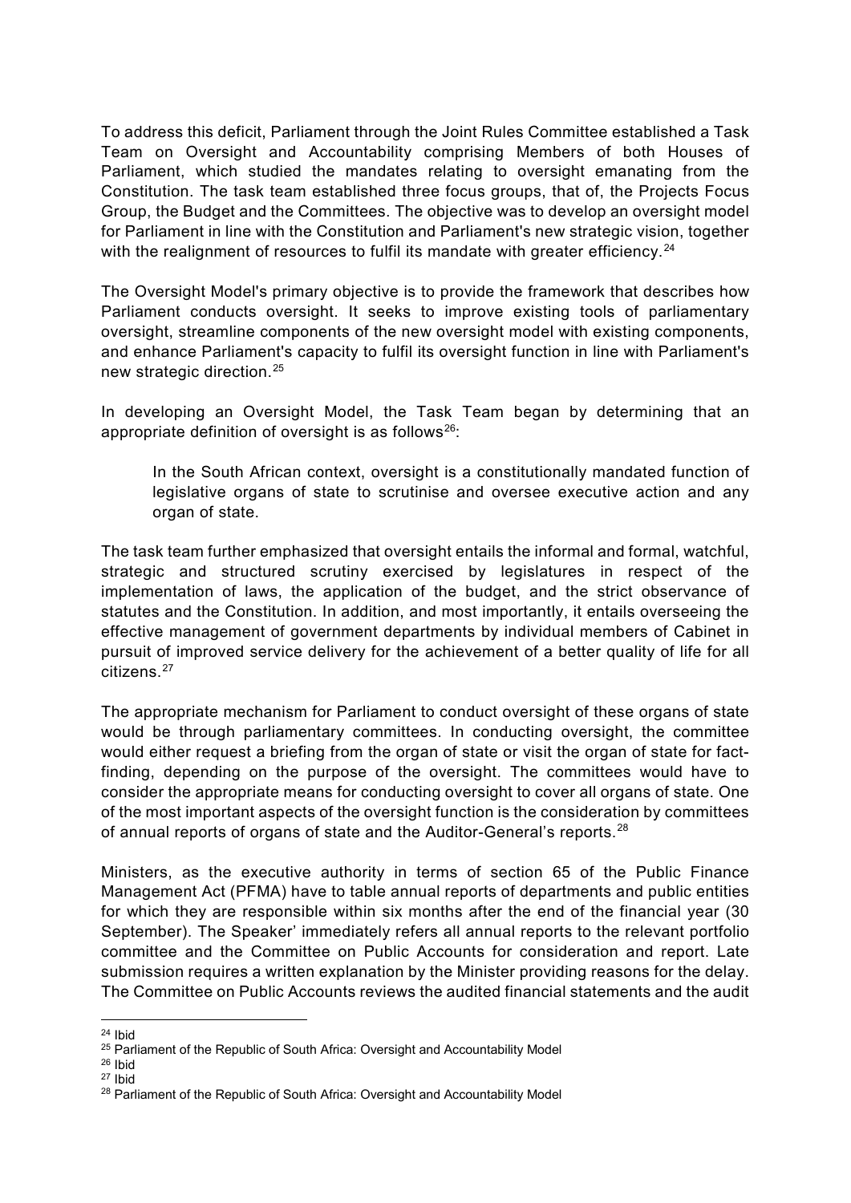To address this deficit, Parliament through the Joint Rules Committee established a Task Team on Oversight and Accountability comprising Members of both Houses of Parliament, which studied the mandates relating to oversight emanating from the Constitution. The task team established three focus groups, that of, the Projects Focus Group, the Budget and the Committees. The objective was to develop an oversight model for Parliament in line with the Constitution and Parliament's new strategic vision, together with the realignment of resources to fulfil its mandate with greater efficiency.[24]

The Oversight Model's primary objective is to provide the framework that describes how Parliament conducts oversight. It seeks to improve existing tools of parliamentary oversight, streamline components of the new oversight model with existing components, and enhance Parliament's capacity to fulfil its oversight function in line with Parliament's new strategic direction.[25]

In developing an Oversight Model, the Task Team began by determining that an appropriate definition of oversight is as follows[26]:

> In the South African context, oversight is a constitutionally mandated function of legislative organs of state to scrutinise and oversee executive action and any organ of state.

The task team further emphasized that oversight entails the informal and formal, watchful, strategic and structured scrutiny exercised by legislatures in respect of the implementation of laws, the application of the budget, and the strict observance of statutes and the Constitution. In addition, and most importantly, it entails overseeing the effective management of government departments by individual members of Cabinet in pursuit of improved service delivery for the achievement of a better quality of life for all citizens.[27]

The appropriate mechanism for Parliament to conduct oversight of these organs of state would be through parliamentary committees. In conducting oversight, the committee would either request a briefing from the organ of state or visit the organ of state for fact-finding, depending on the purpose of the oversight. The committees would have to consider the appropriate means for conducting oversight to cover all organs of state. One of the most important aspects of the oversight function is the consideration by committees of annual reports of organs of state and the Auditor-General's reports.[28]

Ministers, as the executive authority in terms of section 65 of the Public Finance Management Act (PFMA) have to table annual reports of departments and public entities for which they are responsible within six months after the end of the financial year (30 September). The Speaker' immediately refers all annual reports to the relevant portfolio committee and the Committee on Public Accounts for consideration and report. Late submission requires a written explanation by the Minister providing reasons for the delay. The Committee on Public Accounts reviews the audited financial statements and the audit

---

[24] Ibid

[25] Parliament of the Republic of South Africa: Oversight and Accountability Model

[26] Ibid

[27] Ibid

[28] Parliament of the Republic of South Africa: Oversight and Accountability Model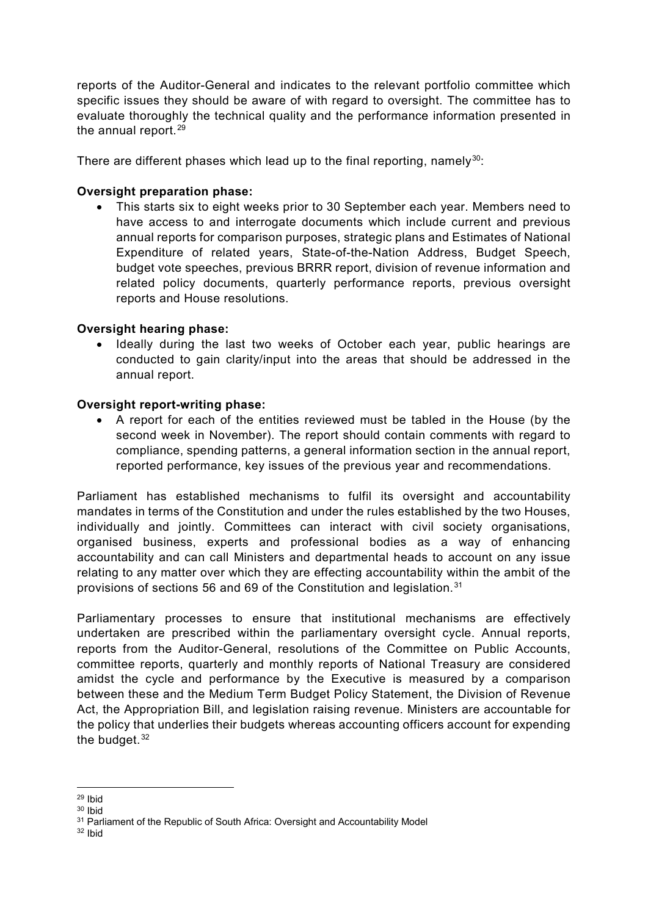reports of the Auditor-General and indicates to the relevant portfolio committee which specific issues they should be aware of with regard to oversight. The committee has to evaluate thoroughly the technical quality and the performance information presented in the annual report.[29]

There are different phases which lead up to the final reporting, namely[30]:

**Oversight preparation phase:**

- This starts six to eight weeks prior to 30 September each year. Members need to have access to and interrogate documents which include current and previous annual reports for comparison purposes, strategic plans and Estimates of National Expenditure of related years, State-of-the-Nation Address, Budget Speech, budget vote speeches, previous BRRR report, division of revenue information and related policy documents, quarterly performance reports, previous oversight reports and House resolutions.

**Oversight hearing phase:**

- Ideally during the last two weeks of October each year, public hearings are conducted to gain clarity/input into the areas that should be addressed in the annual report.

**Oversight report-writing phase:**

- A report for each of the entities reviewed must be tabled in the House (by the second week in November). The report should contain comments with regard to compliance, spending patterns, a general information section in the annual report, reported performance, key issues of the previous year and recommendations.

Parliament has established mechanisms to fulfil its oversight and accountability mandates in terms of the Constitution and under the rules established by the two Houses, individually and jointly. Committees can interact with civil society organisations, organised business, experts and professional bodies as a way of enhancing accountability and can call Ministers and departmental heads to account on any issue relating to any matter over which they are effecting accountability within the ambit of the provisions of sections 56 and 69 of the Constitution and legislation.[31]

Parliamentary processes to ensure that institutional mechanisms are effectively undertaken are prescribed within the parliamentary oversight cycle. Annual reports, reports from the Auditor-General, resolutions of the Committee on Public Accounts, committee reports, quarterly and monthly reports of National Treasury are considered amidst the cycle and performance by the Executive is measured by a comparison between these and the Medium Term Budget Policy Statement, the Division of Revenue Act, the Appropriation Bill, and legislation raising revenue. Ministers are accountable for the policy that underlies their budgets whereas accounting officers account for expending the budget.[32]

---

[29] Ibid

[30] Ibid

[31] Parliament of the Republic of South Africa: Oversight and Accountability Model

[32] Ibid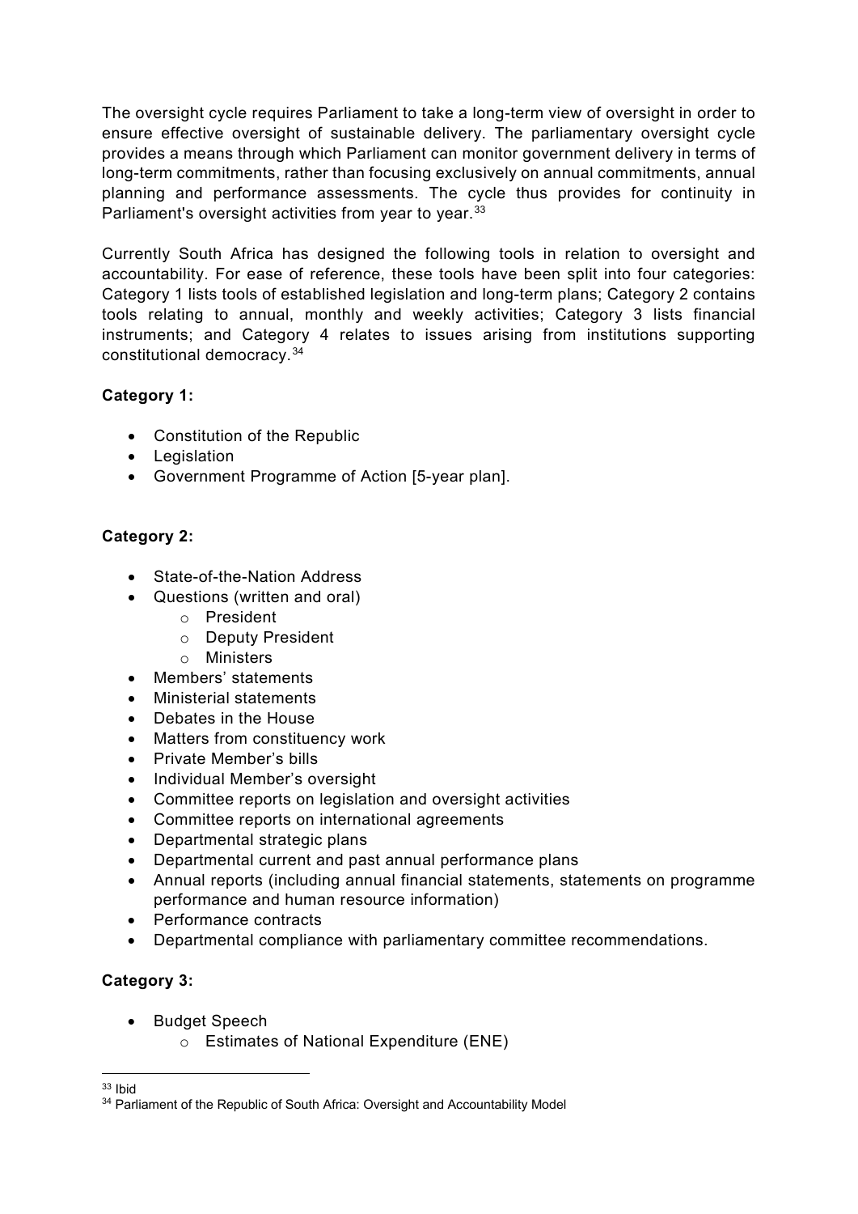The oversight cycle requires Parliament to take a long-term view of oversight in order to ensure effective oversight of sustainable delivery. The parliamentary oversight cycle provides a means through which Parliament can monitor government delivery in terms of long-term commitments, rather than focusing exclusively on annual commitments, annual planning and performance assessments. The cycle thus provides for continuity in Parliament's oversight activities from year to year.[33]

Currently South Africa has designed the following tools in relation to oversight and accountability. For ease of reference, these tools have been split into four categories: Category 1 lists tools of established legislation and long-term plans; Category 2 contains tools relating to annual, monthly and weekly activities; Category 3 lists financial instruments; and Category 4 relates to issues arising from institutions supporting constitutional democracy.[34]

**Category 1:**

- Constitution of the Republic
- Legislation
- Government Programme of Action [5-year plan].

**Category 2:**

- State-of-the-Nation Address
- Questions (written and oral)
  - President
  - Deputy President
  - Ministers
- Members' statements
- Ministerial statements
- Debates in the House
- Matters from constituency work
- Private Member's bills
- Individual Member's oversight
- Committee reports on legislation and oversight activities
- Committee reports on international agreements
- Departmental strategic plans
- Departmental current and past annual performance plans
- Annual reports (including annual financial statements, statements on programme performance and human resource information)
- Performance contracts
- Departmental compliance with parliamentary committee recommendations.

**Category 3:**

- Budget Speech
  - Estimates of National Expenditure (ENE)

---

[33] Ibid

[34] Parliament of the Republic of South Africa: Oversight and Accountability Model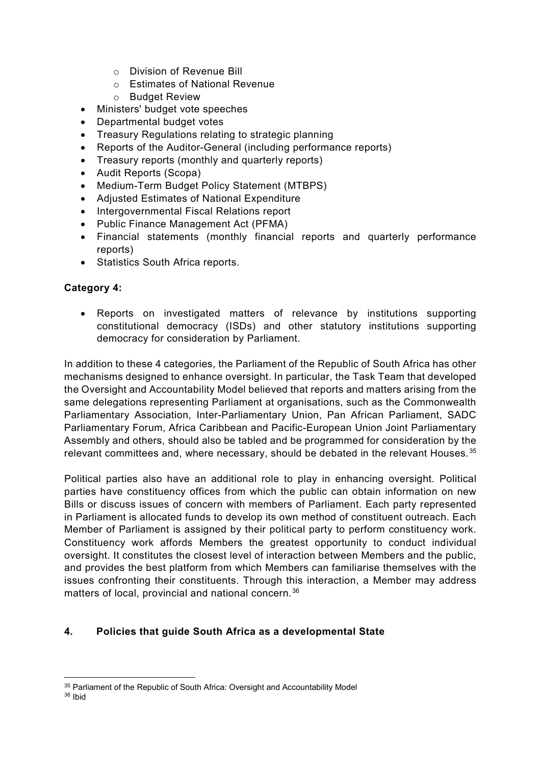- Division of Revenue Bill
  - Estimates of National Revenue
  - Budget Review
- Ministers' budget vote speeches
- Departmental budget votes
- Treasury Regulations relating to strategic planning
- Reports of the Auditor-General (including performance reports)
- Treasury reports (monthly and quarterly reports)
- Audit Reports (Scopa)
- Medium-Term Budget Policy Statement (MTBPS)
- Adjusted Estimates of National Expenditure
- Intergovernmental Fiscal Relations report
- Public Finance Management Act (PFMA)
- Financial statements (monthly financial reports and quarterly performance reports)
- Statistics South Africa reports.

**Category 4:**

- Reports on investigated matters of relevance by institutions supporting constitutional democracy (ISDs) and other statutory institutions supporting democracy for consideration by Parliament.

In addition to these 4 categories, the Parliament of the Republic of South Africa has other mechanisms designed to enhance oversight. In particular, the Task Team that developed the Oversight and Accountability Model believed that reports and matters arising from the same delegations representing Parliament at organisations, such as the Commonwealth Parliamentary Association, Inter-Parliamentary Union, Pan African Parliament, SADC Parliamentary Forum, Africa Caribbean and Pacific-European Union Joint Parliamentary Assembly and others, should also be tabled and be programmed for consideration by the relevant committees and, where necessary, should be debated in the relevant Houses.[35]

Political parties also have an additional role to play in enhancing oversight. Political parties have constituency offices from which the public can obtain information on new Bills or discuss issues of concern with members of Parliament. Each party represented in Parliament is allocated funds to develop its own method of constituent outreach. Each Member of Parliament is assigned by their political party to perform constituency work. Constituency work affords Members the greatest opportunity to conduct individual oversight. It constitutes the closest level of interaction between Members and the public, and provides the best platform from which Members can familiarise themselves with the issues confronting their constituents. Through this interaction, a Member may address matters of local, provincial and national concern.[36]

## 4. Policies that guide South Africa as a developmental State

[35] Parliament of the Republic of South Africa: Oversight and Accountability Model

[36] Ibid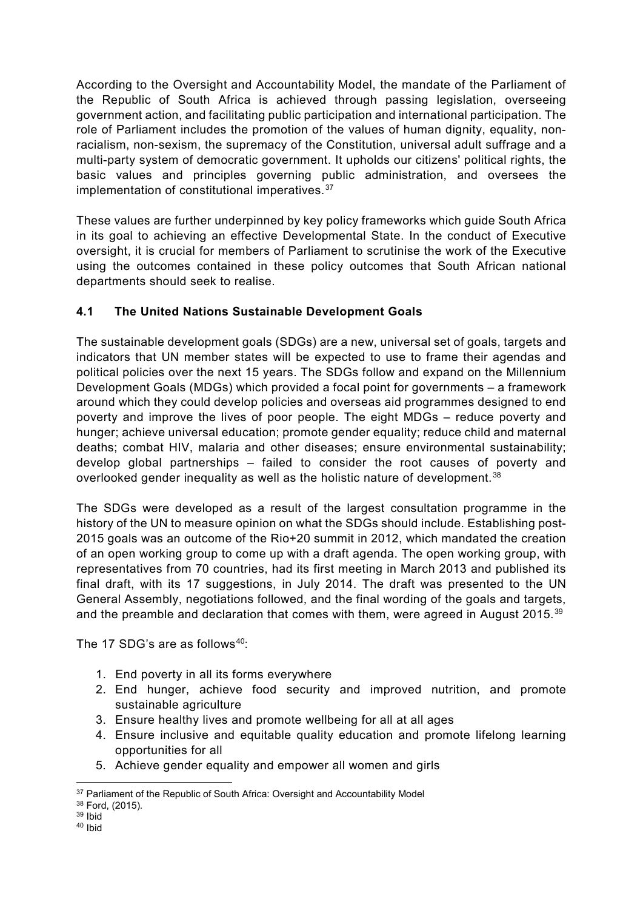According to the Oversight and Accountability Model, the mandate of the Parliament of the Republic of South Africa is achieved through passing legislation, overseeing government action, and facilitating public participation and international participation. The role of Parliament includes the promotion of the values of human dignity, equality, non-racialism, non-sexism, the supremacy of the Constitution, universal adult suffrage and a multi-party system of democratic government. It upholds our citizens' political rights, the basic values and principles governing public administration, and oversees the implementation of constitutional imperatives.[37]

These values are further underpinned by key policy frameworks which guide South Africa in its goal to achieving an effective Developmental State. In the conduct of Executive oversight, it is crucial for members of Parliament to scrutinise the work of the Executive using the outcomes contained in these policy outcomes that South African national departments should seek to realise.

### 4.1 The United Nations Sustainable Development Goals

The sustainable development goals (SDGs) are a new, universal set of goals, targets and indicators that UN member states will be expected to use to frame their agendas and political policies over the next 15 years. The SDGs follow and expand on the Millennium Development Goals (MDGs) which provided a focal point for governments – a framework around which they could develop policies and overseas aid programmes designed to end poverty and improve the lives of poor people. The eight MDGs – reduce poverty and hunger; achieve universal education; promote gender equality; reduce child and maternal deaths; combat HIV, malaria and other diseases; ensure environmental sustainability; develop global partnerships – failed to consider the root causes of poverty and overlooked gender inequality as well as the holistic nature of development.[38]

The SDGs were developed as a result of the largest consultation programme in the history of the UN to measure opinion on what the SDGs should include. Establishing post-2015 goals was an outcome of the Rio+20 summit in 2012, which mandated the creation of an open working group to come up with a draft agenda. The open working group, with representatives from 70 countries, had its first meeting in March 2013 and published its final draft, with its 17 suggestions, in July 2014. The draft was presented to the UN General Assembly, negotiations followed, and the final wording of the goals and targets, and the preamble and declaration that comes with them, were agreed in August 2015.[39]

The 17 SDG's are as follows[40]:

1. End poverty in all its forms everywhere
2. End hunger, achieve food security and improved nutrition, and promote sustainable agriculture
3. Ensure healthy lives and promote wellbeing for all at all ages
4. Ensure inclusive and equitable quality education and promote lifelong learning opportunities for all
5. Achieve gender equality and empower all women and girls

---

[37] Parliament of the Republic of South Africa: Oversight and Accountability Model
[38] Ford, (2015).
[39] Ibid
[40] Ibid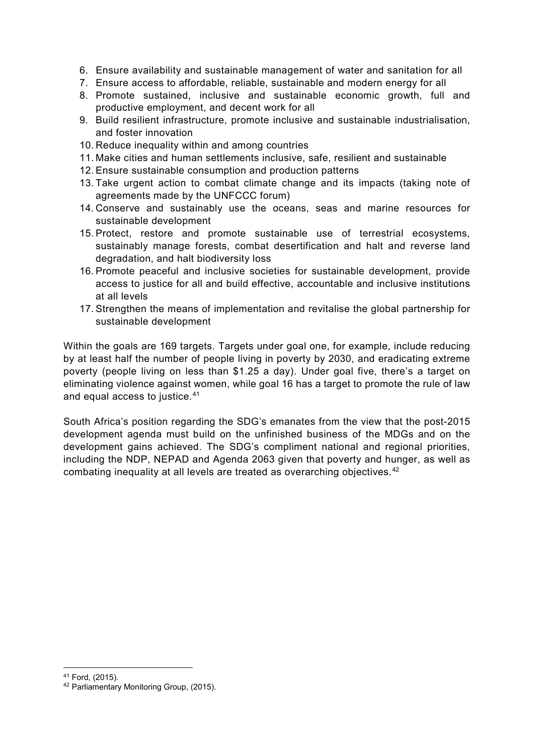6. Ensure availability and sustainable management of water and sanitation for all
7. Ensure access to affordable, reliable, sustainable and modern energy for all
8. Promote sustained, inclusive and sustainable economic growth, full and productive employment, and decent work for all
9. Build resilient infrastructure, promote inclusive and sustainable industrialisation, and foster innovation
10. Reduce inequality within and among countries
11. Make cities and human settlements inclusive, safe, resilient and sustainable
12. Ensure sustainable consumption and production patterns
13. Take urgent action to combat climate change and its impacts (taking note of agreements made by the UNFCCC forum)
14. Conserve and sustainably use the oceans, seas and marine resources for sustainable development
15. Protect, restore and promote sustainable use of terrestrial ecosystems, sustainably manage forests, combat desertification and halt and reverse land degradation, and halt biodiversity loss
16. Promote peaceful and inclusive societies for sustainable development, provide access to justice for all and build effective, accountable and inclusive institutions at all levels
17. Strengthen the means of implementation and revitalise the global partnership for sustainable development

Within the goals are 169 targets. Targets under goal one, for example, include reducing by at least half the number of people living in poverty by 2030, and eradicating extreme poverty (people living on less than $1.25 a day). Under goal five, there's a target on eliminating violence against women, while goal 16 has a target to promote the rule of law and equal access to justice.[41]

South Africa's position regarding the SDG's emanates from the view that the post-2015 development agenda must build on the unfinished business of the MDGs and on the development gains achieved. The SDG's compliment national and regional priorities, including the NDP, NEPAD and Agenda 2063 given that poverty and hunger, as well as combating inequality at all levels are treated as overarching objectives.[42]

[41] Ford, (2015).

[42] Parliamentary Monitoring Group, (2015).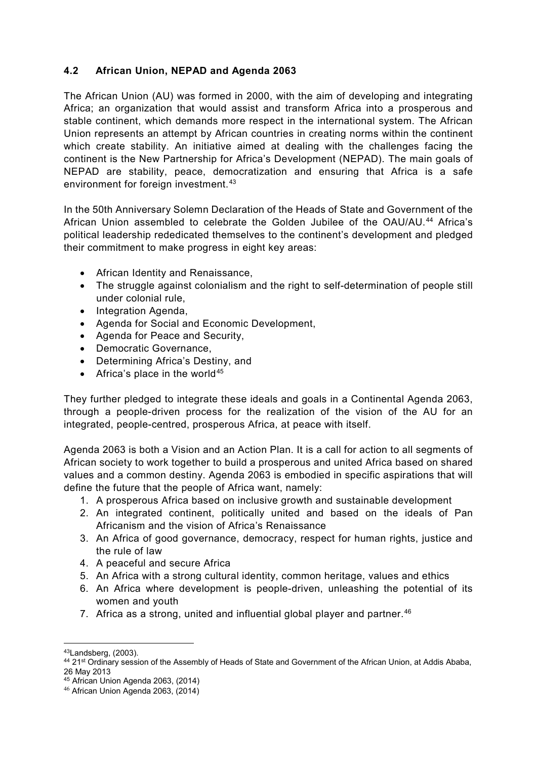## 4.2 African Union, NEPAD and Agenda 2063

The African Union (AU) was formed in 2000, with the aim of developing and integrating Africa; an organization that would assist and transform Africa into a prosperous and stable continent, which demands more respect in the international system. The African Union represents an attempt by African countries in creating norms within the continent which create stability. An initiative aimed at dealing with the challenges facing the continent is the New Partnership for Africa's Development (NEPAD). The main goals of NEPAD are stability, peace, democratization and ensuring that Africa is a safe environment for foreign investment.[43]

In the 50th Anniversary Solemn Declaration of the Heads of State and Government of the African Union assembled to celebrate the Golden Jubilee of the OAU/AU.[44] Africa's political leadership rededicated themselves to the continent's development and pledged their commitment to make progress in eight key areas:

- African Identity and Renaissance,
- The struggle against colonialism and the right to self-determination of people still under colonial rule,
- Integration Agenda,
- Agenda for Social and Economic Development,
- Agenda for Peace and Security,
- Democratic Governance,
- Determining Africa's Destiny, and
- Africa's place in the world[45]

They further pledged to integrate these ideals and goals in a Continental Agenda 2063, through a people-driven process for the realization of the vision of the AU for an integrated, people-centred, prosperous Africa, at peace with itself.

Agenda 2063 is both a Vision and an Action Plan. It is a call for action to all segments of African society to work together to build a prosperous and united Africa based on shared values and a common destiny. Agenda 2063 is embodied in specific aspirations that will define the future that the people of Africa want, namely:

1. A prosperous Africa based on inclusive growth and sustainable development
2. An integrated continent, politically united and based on the ideals of Pan Africanism and the vision of Africa's Renaissance
3. An Africa of good governance, democracy, respect for human rights, justice and the rule of law
4. A peaceful and secure Africa
5. An Africa with a strong cultural identity, common heritage, values and ethics
6. An Africa where development is people-driven, unleashing the potential of its women and youth
7. Africa as a strong, united and influential global player and partner.[46]

---

[43] Landsberg, (2003).

[44] 21st Ordinary session of the Assembly of Heads of State and Government of the African Union, at Addis Ababa, 26 May 2013

[45] African Union Agenda 2063, (2014)

[46] African Union Agenda 2063, (2014)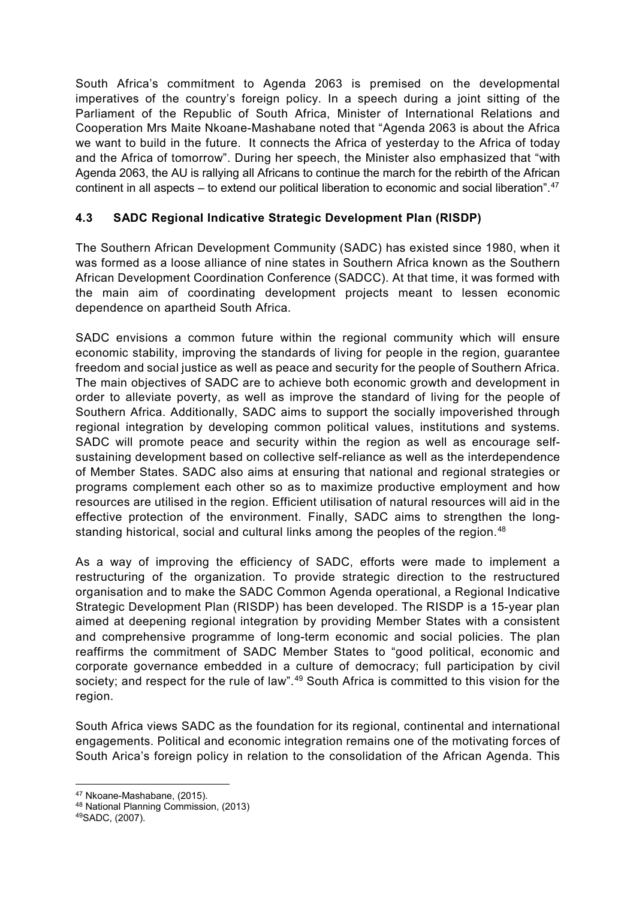South Africa's commitment to Agenda 2063 is premised on the developmental imperatives of the country's foreign policy. In a speech during a joint sitting of the Parliament of the Republic of South Africa, Minister of International Relations and Cooperation Mrs Maite Nkoane-Mashabane noted that "Agenda 2063 is about the Africa we want to build in the future. It connects the Africa of yesterday to the Africa of today and the Africa of tomorrow". During her speech, the Minister also emphasized that "with Agenda 2063, the AU is rallying all Africans to continue the march for the rebirth of the African continent in all aspects – to extend our political liberation to economic and social liberation".[47]

### 4.3 SADC Regional Indicative Strategic Development Plan (RISDP)

The Southern African Development Community (SADC) has existed since 1980, when it was formed as a loose alliance of nine states in Southern Africa known as the Southern African Development Coordination Conference (SADCC). At that time, it was formed with the main aim of coordinating development projects meant to lessen economic dependence on apartheid South Africa.

SADC envisions a common future within the regional community which will ensure economic stability, improving the standards of living for people in the region, guarantee freedom and social justice as well as peace and security for the people of Southern Africa. The main objectives of SADC are to achieve both economic growth and development in order to alleviate poverty, as well as improve the standard of living for the people of Southern Africa. Additionally, SADC aims to support the socially impoverished through regional integration by developing common political values, institutions and systems. SADC will promote peace and security within the region as well as encourage self-sustaining development based on collective self-reliance as well as the interdependence of Member States. SADC also aims at ensuring that national and regional strategies or programs complement each other so as to maximize productive employment and how resources are utilised in the region. Efficient utilisation of natural resources will aid in the effective protection of the environment. Finally, SADC aims to strengthen the long-standing historical, social and cultural links among the peoples of the region.[48]

As a way of improving the efficiency of SADC, efforts were made to implement a restructuring of the organization. To provide strategic direction to the restructured organisation and to make the SADC Common Agenda operational, a Regional Indicative Strategic Development Plan (RISDP) has been developed. The RISDP is a 15-year plan aimed at deepening regional integration by providing Member States with a consistent and comprehensive programme of long-term economic and social policies. The plan reaffirms the commitment of SADC Member States to "good political, economic and corporate governance embedded in a culture of democracy; full participation by civil society; and respect for the rule of law".[49] South Africa is committed to this vision for the region.

South Africa views SADC as the foundation for its regional, continental and international engagements. Political and economic integration remains one of the motivating forces of South Arica's foreign policy in relation to the consolidation of the African Agenda. This

[47] Nkoane-Mashabane, (2015).
[48] National Planning Commission, (2013)
[49] SADC, (2007).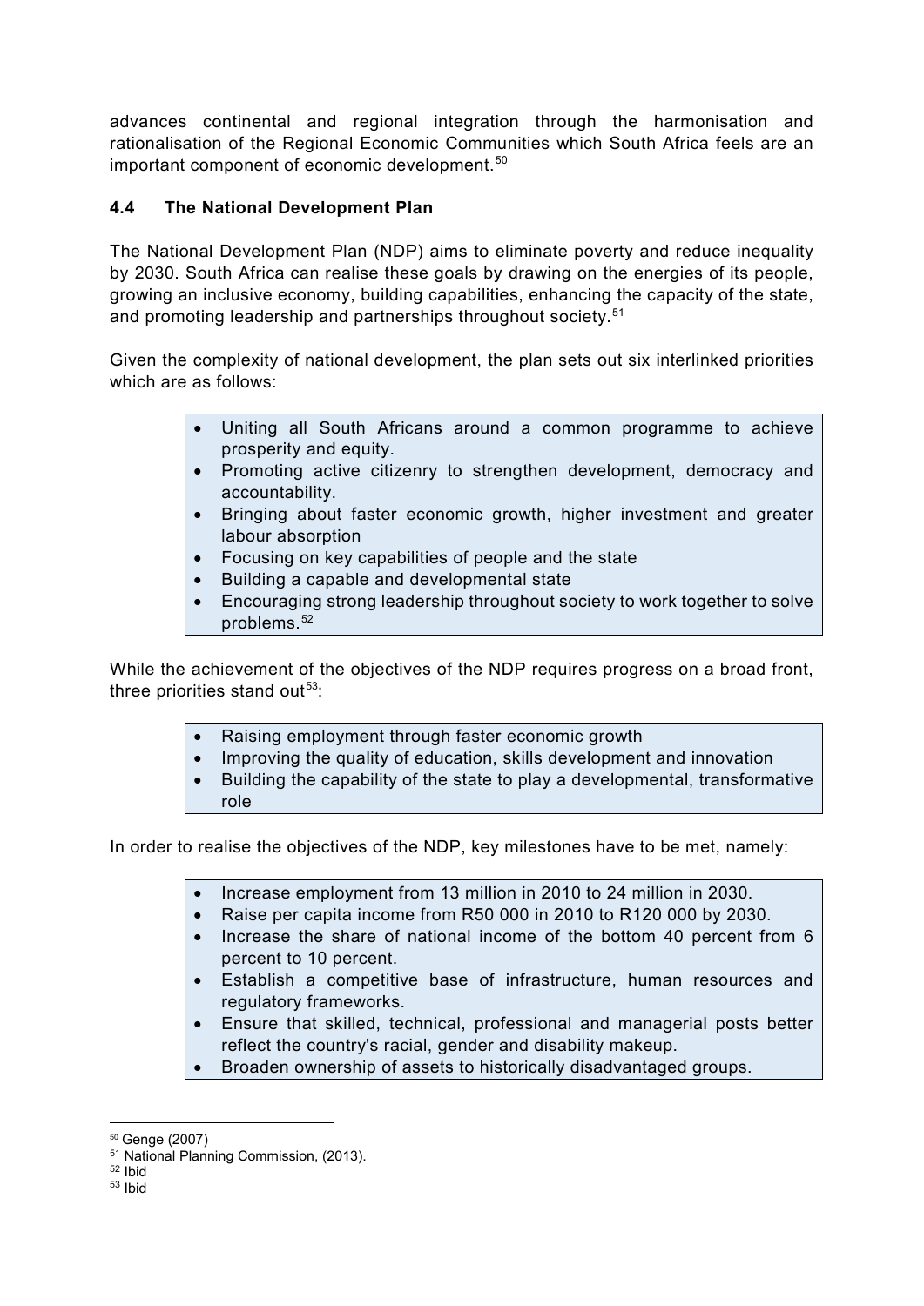advances continental and regional integration through the harmonisation and rationalisation of the Regional Economic Communities which South Africa feels are an important component of economic development.[50]

### 4.4 The National Development Plan

The National Development Plan (NDP) aims to eliminate poverty and reduce inequality by 2030. South Africa can realise these goals by drawing on the energies of its people, growing an inclusive economy, building capabilities, enhancing the capacity of the state, and promoting leadership and partnerships throughout society.[51]

Given the complexity of national development, the plan sets out six interlinked priorities which are as follows:

- Uniting all South Africans around a common programme to achieve prosperity and equity.
- Promoting active citizenry to strengthen development, democracy and accountability.
- Bringing about faster economic growth, higher investment and greater labour absorption
- Focusing on key capabilities of people and the state
- Building a capable and developmental state
- Encouraging strong leadership throughout society to work together to solve problems.[52]

While the achievement of the objectives of the NDP requires progress on a broad front, three priorities stand out[53]:

- Raising employment through faster economic growth
- Improving the quality of education, skills development and innovation
- Building the capability of the state to play a developmental, transformative role

In order to realise the objectives of the NDP, key milestones have to be met, namely:

- Increase employment from 13 million in 2010 to 24 million in 2030.
- Raise per capita income from R50 000 in 2010 to R120 000 by 2030.
- Increase the share of national income of the bottom 40 percent from 6 percent to 10 percent.
- Establish a competitive base of infrastructure, human resources and regulatory frameworks.
- Ensure that skilled, technical, professional and managerial posts better reflect the country's racial, gender and disability makeup.
- Broaden ownership of assets to historically disadvantaged groups.

---

[50] Genge (2007)
[51] National Planning Commission, (2013).
[52] Ibid
[53] Ibid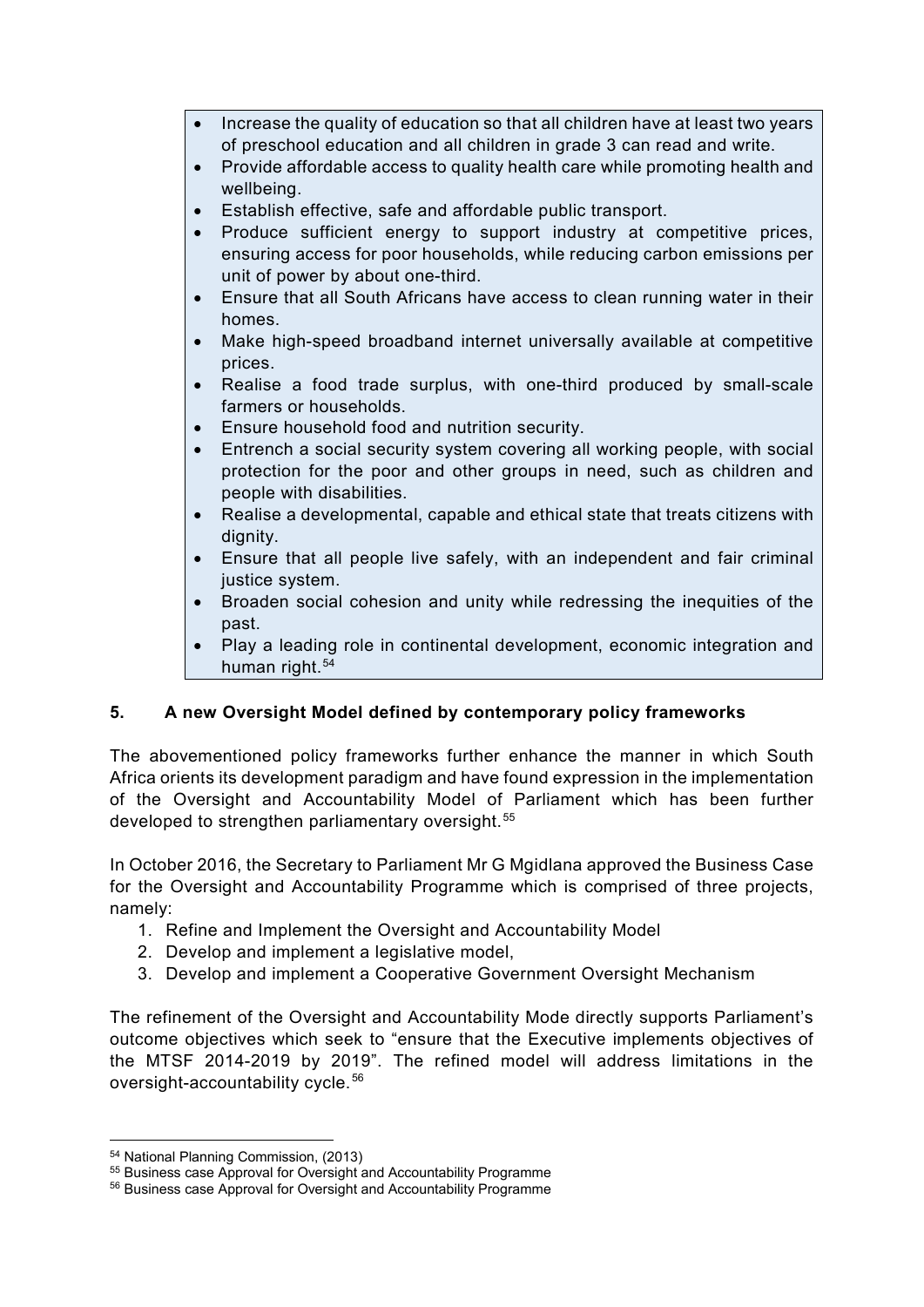- Increase the quality of education so that all children have at least two years of preschool education and all children in grade 3 can read and write.
- Provide affordable access to quality health care while promoting health and wellbeing.
- Establish effective, safe and affordable public transport.
- Produce sufficient energy to support industry at competitive prices, ensuring access for poor households, while reducing carbon emissions per unit of power by about one-third.
- Ensure that all South Africans have access to clean running water in their homes.
- Make high-speed broadband internet universally available at competitive prices.
- Realise a food trade surplus, with one-third produced by small-scale farmers or households.
- Ensure household food and nutrition security.
- Entrench a social security system covering all working people, with social protection for the poor and other groups in need, such as children and people with disabilities.
- Realise a developmental, capable and ethical state that treats citizens with dignity.
- Ensure that all people live safely, with an independent and fair criminal justice system.
- Broaden social cohesion and unity while redressing the inequities of the past.
- Play a leading role in continental development, economic integration and human right.[54]

## 5. A new Oversight Model defined by contemporary policy frameworks

The abovementioned policy frameworks further enhance the manner in which South Africa orients its development paradigm and have found expression in the implementation of the Oversight and Accountability Model of Parliament which has been further developed to strengthen parliamentary oversight.[55]

In October 2016, the Secretary to Parliament Mr G Mgidlana approved the Business Case for the Oversight and Accountability Programme which is comprised of three projects, namely:

1. Refine and Implement the Oversight and Accountability Model
2. Develop and implement a legislative model,
3. Develop and implement a Cooperative Government Oversight Mechanism

The refinement of the Oversight and Accountability Mode directly supports Parliament's outcome objectives which seek to "ensure that the Executive implements objectives of the MTSF 2014-2019 by 2019". The refined model will address limitations in the oversight-accountability cycle.[56]

---

[54] National Planning Commission, (2013)

[55] Business case Approval for Oversight and Accountability Programme

[56] Business case Approval for Oversight and Accountability Programme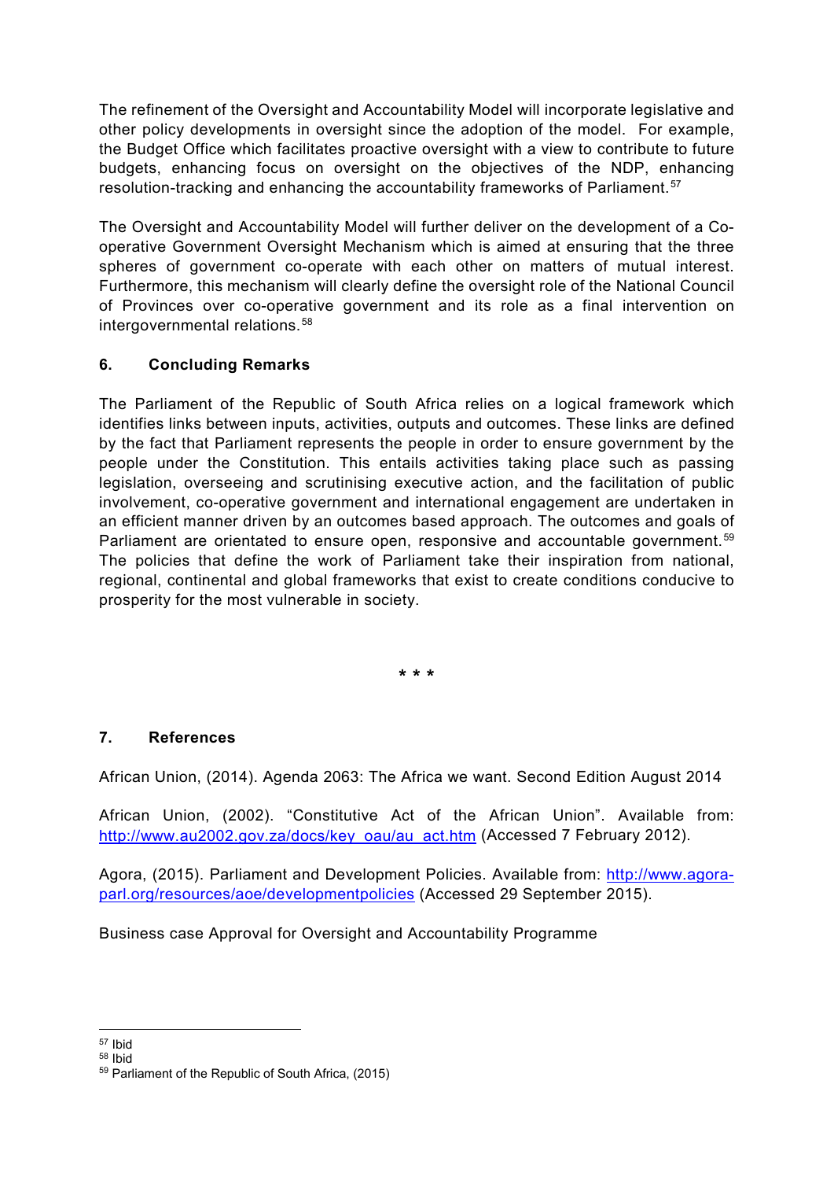The refinement of the Oversight and Accountability Model will incorporate legislative and other policy developments in oversight since the adoption of the model. For example, the Budget Office which facilitates proactive oversight with a view to contribute to future budgets, enhancing focus on oversight on the objectives of the NDP, enhancing resolution-tracking and enhancing the accountability frameworks of Parliament.[57]

The Oversight and Accountability Model will further deliver on the development of a Co-operative Government Oversight Mechanism which is aimed at ensuring that the three spheres of government co-operate with each other on matters of mutual interest. Furthermore, this mechanism will clearly define the oversight role of the National Council of Provinces over co-operative government and its role as a final intervention on intergovernmental relations.[58]

## 6. Concluding Remarks

The Parliament of the Republic of South Africa relies on a logical framework which identifies links between inputs, activities, outputs and outcomes. These links are defined by the fact that Parliament represents the people in order to ensure government by the people under the Constitution. This entails activities taking place such as passing legislation, overseeing and scrutinising executive action, and the facilitation of public involvement, co-operative government and international engagement are undertaken in an efficient manner driven by an outcomes based approach. The outcomes and goals of Parliament are orientated to ensure open, responsive and accountable government.[59] The policies that define the work of Parliament take their inspiration from national, regional, continental and global frameworks that exist to create conditions conducive to prosperity for the most vulnerable in society.

\* \* \*

## 7. References

African Union, (2014). Agenda 2063: The Africa we want. Second Edition August 2014

African Union, (2002). "Constitutive Act of the African Union". Available from: http://www.au2002.gov.za/docs/key_oau/au_act.htm (Accessed 7 February 2012).

Agora, (2015). Parliament and Development Policies. Available from: http://www.agora-parl.org/resources/aoe/developmentpolicies (Accessed 29 September 2015).

Business case Approval for Oversight and Accountability Programme

---

[57] Ibid

[58] Ibid

[59] Parliament of the Republic of South Africa, (2015)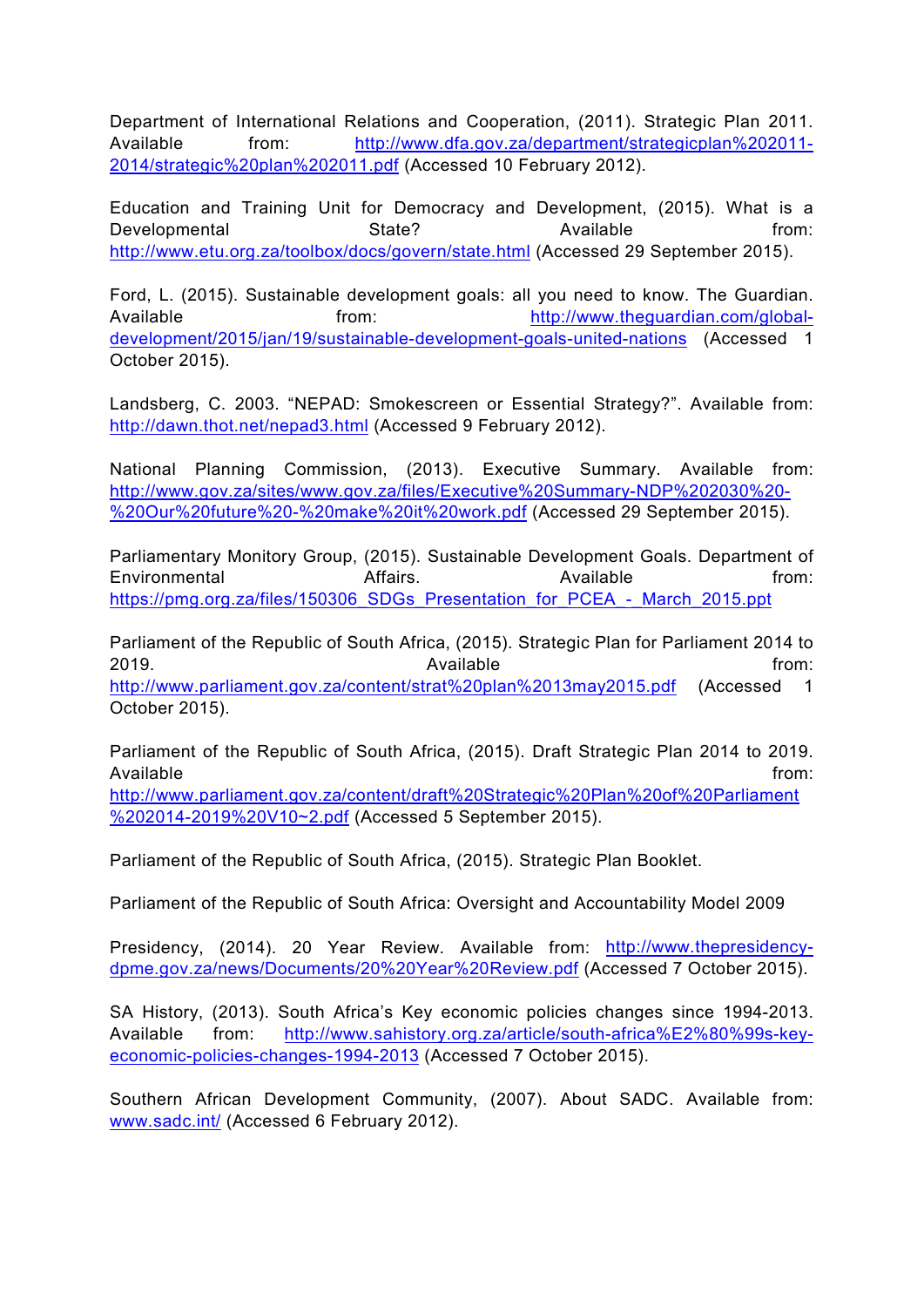Department of International Relations and Cooperation, (2011). Strategic Plan 2011. Available from: http://www.dfa.gov.za/department/strategicplan%202011-2014/strategic%20plan%202011.pdf (Accessed 10 February 2012).

Education and Training Unit for Democracy and Development, (2015). What is a Developmental State? Available from: http://www.etu.org.za/toolbox/docs/govern/state.html (Accessed 29 September 2015).

Ford, L. (2015). Sustainable development goals: all you need to know. The Guardian. Available from: http://www.theguardian.com/global-development/2015/jan/19/sustainable-development-goals-united-nations (Accessed 1 October 2015).

Landsberg, C. 2003. "NEPAD: Smokescreen or Essential Strategy?". Available from: http://dawn.thot.net/nepad3.html (Accessed 9 February 2012).

National Planning Commission, (2013). Executive Summary. Available from: http://www.gov.za/sites/www.gov.za/files/Executive%20Summary-NDP%202030%20-%20Our%20future%20-%20make%20it%20work.pdf (Accessed 29 September 2015).

Parliamentary Monitory Group, (2015). Sustainable Development Goals. Department of Environmental Affairs. Available from: https://pmg.org.za/files/150306_SDGs_Presentation_for_PCEA_-_March_2015.ppt

Parliament of the Republic of South Africa, (2015). Strategic Plan for Parliament 2014 to 2019. Available from: http://www.parliament.gov.za/content/strat%20plan%2013may2015.pdf (Accessed 1 October 2015).

Parliament of the Republic of South Africa, (2015). Draft Strategic Plan 2014 to 2019. Available from: http://www.parliament.gov.za/content/draft%20Strategic%20Plan%20of%20Parliament%202014-2019%20V10~2.pdf (Accessed 5 September 2015).

Parliament of the Republic of South Africa, (2015). Strategic Plan Booklet.

Parliament of the Republic of South Africa: Oversight and Accountability Model 2009

Presidency, (2014). 20 Year Review. Available from: http://www.thepresidency-dpme.gov.za/news/Documents/20%20Year%20Review.pdf (Accessed 7 October 2015).

SA History, (2013). South Africa's Key economic policies changes since 1994-2013. Available from: http://www.sahistory.org.za/article/south-africa%E2%80%99s-key-economic-policies-changes-1994-2013 (Accessed 7 October 2015).

Southern African Development Community, (2007). About SADC. Available from: www.sadc.int/ (Accessed 6 February 2012).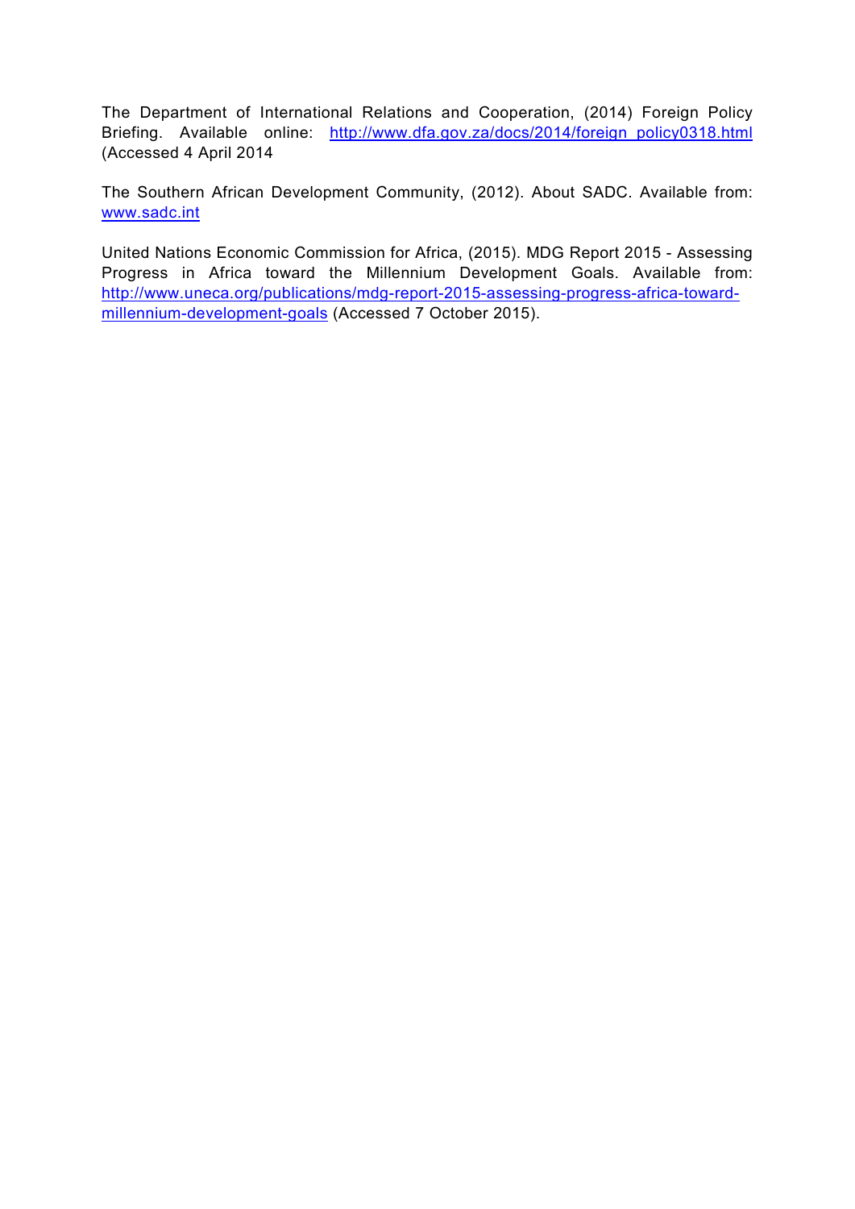The Department of International Relations and Cooperation, (2014) Foreign Policy Briefing. Available online: [http://www.dfa.gov.za/docs/2014/foreign_policy0318.html](http://www.dfa.gov.za/docs/2014/foreign_policy0318.html) (Accessed 4 April 2014

The Southern African Development Community, (2012). About SADC. Available from: [www.sadc.int](www.sadc.int)

United Nations Economic Commission for Africa, (2015). MDG Report 2015 - Assessing Progress in Africa toward the Millennium Development Goals. Available from: [http://www.uneca.org/publications/mdg-report-2015-assessing-progress-africa-toward-millennium-development-goals](http://www.uneca.org/publications/mdg-report-2015-assessing-progress-africa-toward-millennium-development-goals) (Accessed 7 October 2015).